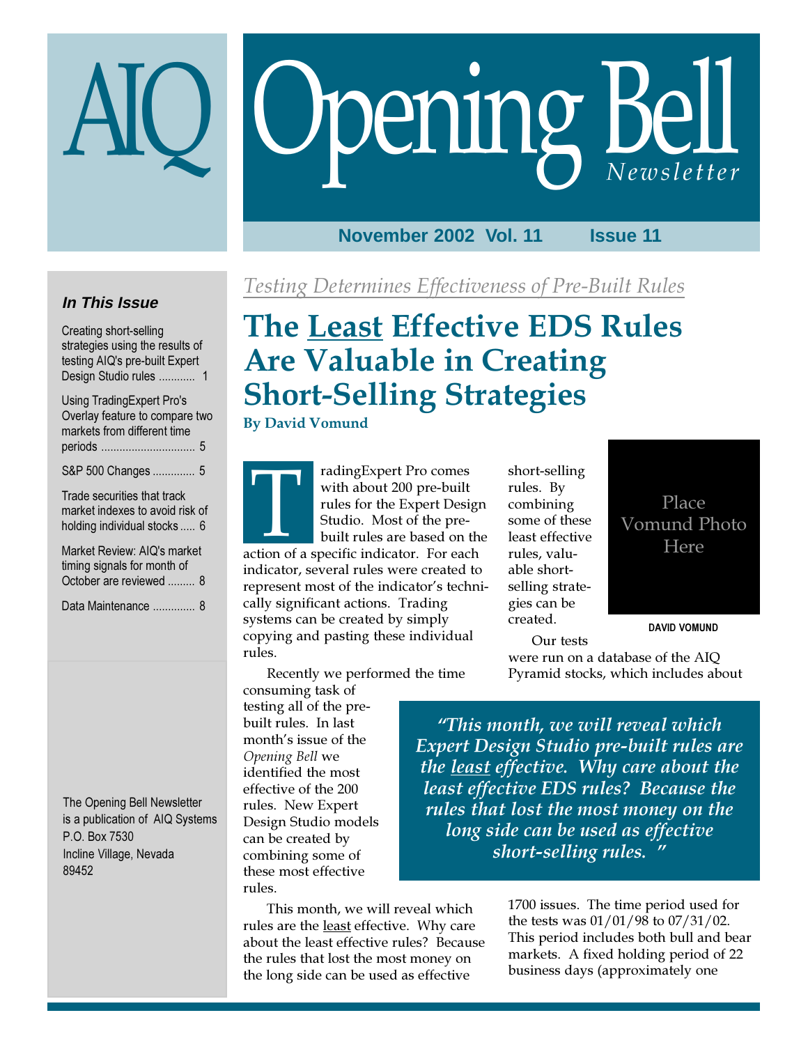# AIQ Opening Bell *Newsletter*

**November 2002 Vol. 11 Issue 11**

### *In This Issue*

Creating short-selling strategies using the results of testing AIQ's pre-built Expert Design Studio rules ............ 1

Using TradingExpert Pro's Overlay feature to compare two markets from different time periods .............................. 5

S&P 500 Changes ............. 5

Trade securities that track market indexes to avoid risk of holding individual stocks ..... 6

Market Review: AIQ's market timing signals for month of October are reviewed ......... 8

Data Maintenance ............. 8

The Opening Bell Newsletter is a publication of AIQ Systems
P.O. Box 7530
Incline Village, Nevada
89452

*Testing Determines Effectiveness of Pre-Built Rules*

# The Least Effective EDS Rules Are Valuable in Creating Short-Selling Strategies

**By David Vomund**

Place Vomund Photo Here

DAVID VOMUND

TradingExpert Pro comes with about 200 pre-built rules for the Expert Design Studio. Most of the pre-built rules are based on the action of a specific indicator. For each indicator, several rules were created to represent most of the indicator's technically significant actions. Trading systems can be created by simply copying and pasting these individual rules.

Recently we performed the time consuming task of testing all of the pre-built rules. In last month's issue of the *Opening Bell* we identified the most effective of the 200 rules. New Expert Design Studio models can be created by combining some of these most effective rules.

> *"This month, we will reveal which Expert Design Studio pre-built rules are the least effective. Why care about the least effective EDS rules? Because the rules that lost the most money on the long side can be used as effective short-selling rules."*

This month, we will reveal which rules are the least effective. Why care about the least effective rules? Because the rules that lost the most money on the long side can be used as effective short-selling rules. By combining some of these least effective rules, valuable short-selling strategies can be created.

Our tests were run on a database of the AIQ Pyramid stocks, which includes about 1700 issues. The time period used for the tests was 01/01/98 to 07/31/02. This period includes both bull and bear markets. A fixed holding period of 22 business days (approximately one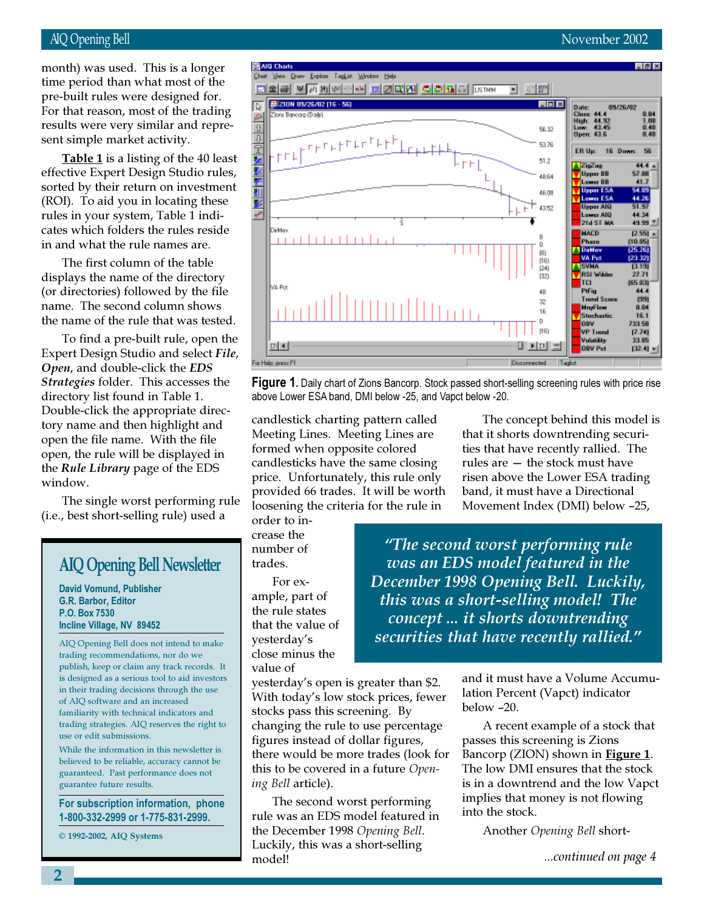month) was used. This is a longer time period than what most of the pre-built rules were designed for. For that reason, most of the trading results were very similar and represent simple market activity.

**Table 1** is a listing of the 40 least effective Expert Design Studio rules, sorted by their return on investment (ROI). To aid you in locating these rules in your system, Table 1 indicates which folders the rules reside in and what the rule names are.

The first column of the table displays the name of the directory (or directories) followed by the file name. The second column shows the name of the rule that was tested.

To find a pre-built rule, open the Expert Design Studio and select ***File***, ***Open***, and double-click the ***EDS Strategies*** folder. This accesses the directory list found in Table 1. Double-click the appropriate directory name and then highlight and open the file name. With the file open, the rule will be displayed in the ***Rule Library*** page of the EDS window.

The single worst performing rule (i.e., best short-selling rule) used a candlestick charting pattern called Meeting Lines. Meeting Lines are formed when opposite colored candlesticks have the same closing price. Unfortunately, this rule only provided 66 trades. It will be worth loosening the criteria for the rule in order to increase the number of trades.

For example, part of the rule states that the value of yesterday's close minus the value of yesterday's open is greater than $2. With today's low stock prices, fewer stocks pass this screening. By changing the rule to use percentage figures instead of dollar figures, there would be more trades (look for this to be covered in a future *Opening Bell* article).

The second worst performing rule was an EDS model featured in the December 1998 *Opening Bell*. Luckily, this was a short-selling model!

**Figure 1.** Daily chart of Zions Bancorp. Stock passed short-selling screening rules with price rise above Lower ESA band, DMI below -25, and Vapct below -20.

> *"The second worst performing rule was an EDS model featured in the December 1998 Opening Bell. Luckily, this was a short-selling model! The concept ... it shorts downtrending securities that have recently rallied."*

The concept behind this model is that it shorts downtrending securities that have recently rallied. The rules are — the stock must have risen above the Lower ESA trading band, it must have a Directional Movement Index (DMI) below –25, and it must have a Volume Accumulation Percent (Vapct) indicator below –20.

A recent example of a stock that passes this screening is Zions Bancorp (ZION) shown in **Figure 1**. The low DMI ensures that the stock is in a downtrend and the low Vapct implies that money is not flowing into the stock.

Another *Opening Bell* short-

*...continued on page 4*

## AIQ Opening Bell Newsletter

**David Vomund, Publisher**
**G.R. Barbor, Editor**
**P.O. Box 7530**
**Incline Village, NV 89452**

AIQ Opening Bell does not intend to make trading recommendations, nor do we publish, keep or claim any track records. It is designed as a serious tool to aid investors in their trading decisions through the use of AIQ software and an increased familiarity with technical indicators and trading strategies. AIQ reserves the right to use or edit submissions.

While the information in this newsletter is believed to be reliable, accuracy cannot be guaranteed. Past performance does not guarantee future results.

**For subscription information, phone 1-800-332-2999 or 1-775-831-2999.**

© 1992-2002, AIQ Systems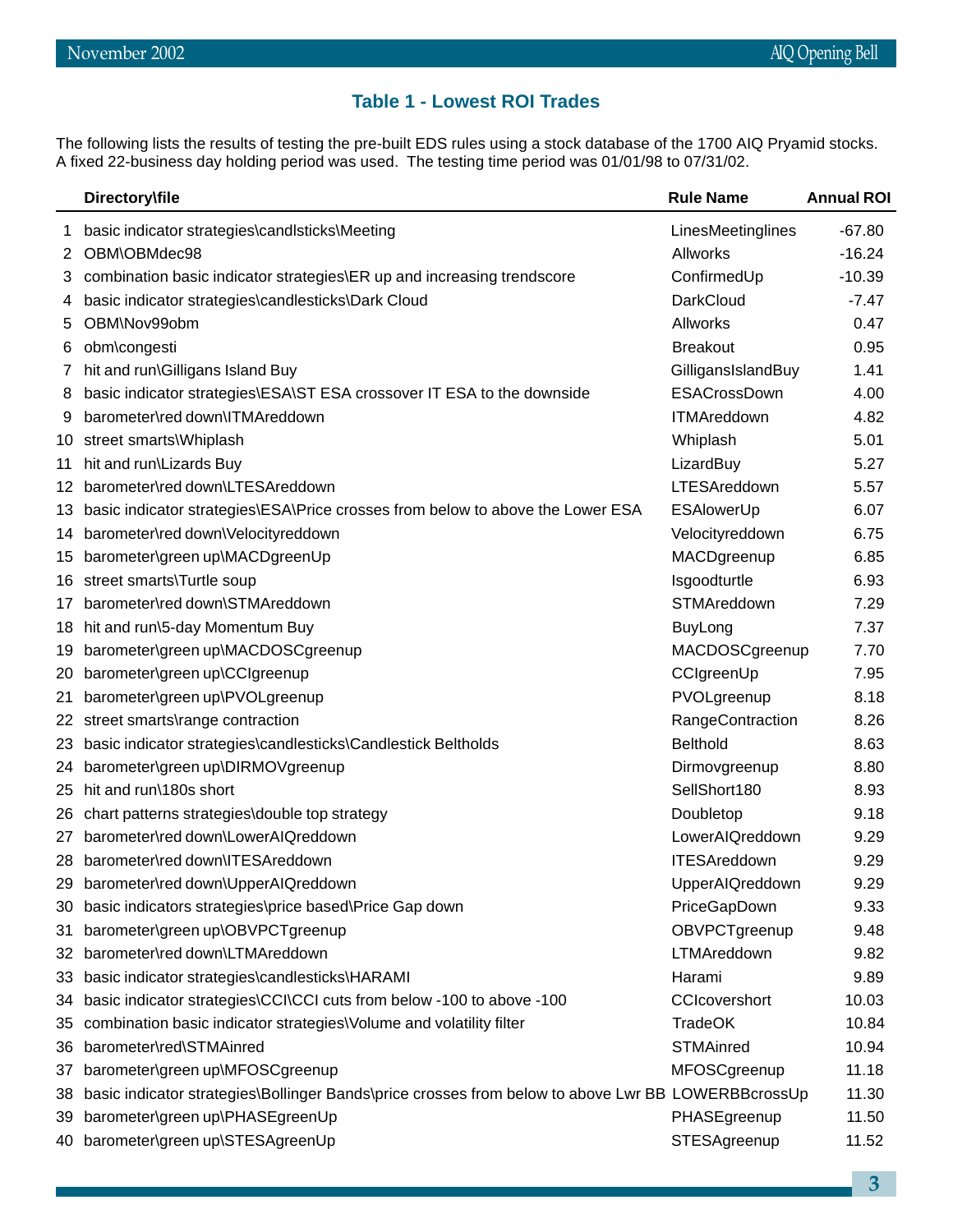## Table 1 - Lowest ROI Trades

The following lists the results of testing the pre-built EDS rules using a stock database of the 1700 AIQ Pryamid stocks. A fixed 22-business day holding period was used. The testing time period was 01/01/98 to 07/31/02.

| | Directory\file | Rule Name | Annual ROI |
|---|---|---|---|
| 1 | basic indicator strategies\candlsticks\Meeting | LinesMeetinglines | -67.80 |
| 2 | OBM\OBMdec98 | Allworks | -16.24 |
| 3 | combination basic indicator strategies\ER up and increasing trendscore | ConfirmedUp | -10.39 |
| 4 | basic indicator strategies\candlesticks\Dark Cloud | DarkCloud | -7.47 |
| 5 | OBM\Nov99obm | Allworks | 0.47 |
| 6 | obm\congesti | Breakout | 0.95 |
| 7 | hit and run\Gilligans Island Buy | GilligansIslandBuy | 1.41 |
| 8 | basic indicator strategies\ESA\ST ESA crossover IT ESA to the downside | ESACrossDown | 4.00 |
| 9 | barometer\red down\ITMAreddown | ITMAreddown | 4.82 |
| 10 | street smarts\Whiplash | Whiplash | 5.01 |
| 11 | hit and run\Lizards Buy | LizardBuy | 5.27 |
| 12 | barometer\red down\LTESAreddown | LTESAreddown | 5.57 |
| 13 | basic indicator strategies\ESA\Price crosses from below to above the Lower ESA | ESAlowerUp | 6.07 |
| 14 | barometer\red down\Velocityreddown | Velocityreddown | 6.75 |
| 15 | barometer\green up\MACDgreenUp | MACDgreenup | 6.85 |
| 16 | street smarts\Turtle soup | Isgoodturtle | 6.93 |
| 17 | barometer\red down\STMAreddown | STMAreddown | 7.29 |
| 18 | hit and run\5-day Momentum Buy | BuyLong | 7.37 |
| 19 | barometer\green up\MACDOSCgreenup | MACDOSCgreenup | 7.70 |
| 20 | barometer\green up\CCIgreenup | CCIgreenUp | 7.95 |
| 21 | barometer\green up\PVOLgreenup | PVOLgreenup | 8.18 |
| 22 | street smarts\range contraction | RangeContraction | 8.26 |
| 23 | basic indicator strategies\candlesticks\Candlestick Beltholds | Belthold | 8.63 |
| 24 | barometer\green up\DIRMOVgreenup | Dirmovgreenup | 8.80 |
| 25 | hit and run\180s short | SellShort180 | 8.93 |
| 26 | chart patterns strategies\double top strategy | Doubletop | 9.18 |
| 27 | barometer\red down\LowerAIQreddown | LowerAIQreddown | 9.29 |
| 28 | barometer\red down\ITESAreddown | ITESAreddown | 9.29 |
| 29 | barometer\red down\UpperAIQreddown | UpperAIQreddown | 9.29 |
| 30 | basic indicators strategies\price based\Price Gap down | PriceGapDown | 9.33 |
| 31 | barometer\green up\OBVPCTgreenup | OBVPCTgreenup | 9.48 |
| 32 | barometer\red down\LTMAreddown | LTMAreddown | 9.82 |
| 33 | basic indicator strategies\candlesticks\HARAMI | Harami | 9.89 |
| 34 | basic indicator strategies\CCI\CCI cuts from below -100 to above -100 | CCIcovershort | 10.03 |
| 35 | combination basic indicator strategies\Volume and volatility filter | TradeOK | 10.84 |
| 36 | barometer\red\STMAinred | STMAinred | 10.94 |
| 37 | barometer\green up\MFOSCgreenup | MFOSCgreenup | 11.18 |
| 38 | basic indicator strategies\Bollinger Bands\price crosses from below to above Lwr BB | LOWERBBcrossUp | 11.30 |
| 39 | barometer\green up\PHASEgreenUp | PHASEgreenup | 11.50 |
| 40 | barometer\green up\STESAgreenUp | STESAgreenup | 11.52 |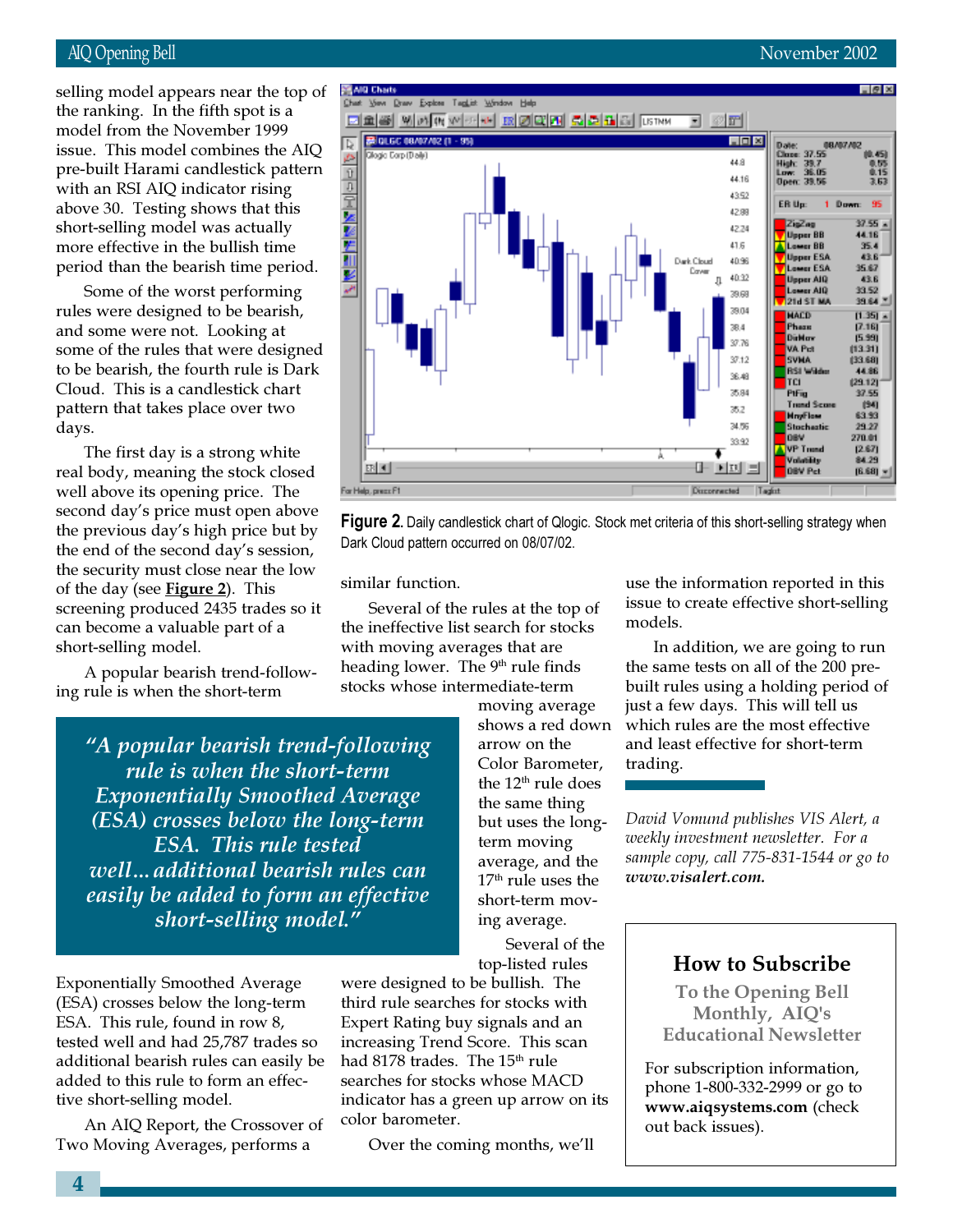selling model appears near the top of the ranking. In the fifth spot is a model from the November 1999 issue. This model combines the AIQ pre-built Harami candlestick pattern with an RSI AIQ indicator rising above 30. Testing shows that this short-selling model was actually more effective in the bullish time period than the bearish time period.

Some of the worst performing rules were designed to be bearish, and some were not. Looking at some of the rules that were designed to be bearish, the fourth rule is Dark Cloud. This is a candlestick chart pattern that takes place over two days.

The first day is a strong white real body, meaning the stock closed well above its opening price. The second day's price must open above the previous day's high price but by the end of the second day's session, the security must close near the low of the day (see **Figure 2**). This screening produced 2435 trades so it can become a valuable part of a short-selling model.

A popular bearish trend-following rule is when the short-term Exponentially Smoothed Average (ESA) crosses below the long-term ESA. This rule, found in row 8, tested well and had 25,787 trades so additional bearish rules can easily be added to this rule to form an effective short-selling model.

> *"A popular bearish trend-following rule is when the short-term Exponentially Smoothed Average (ESA) crosses below the long-term ESA. This rule tested well…additional bearish rules can easily be added to form an effective short-selling model."*

An AIQ Report, the Crossover of Two Moving Averages, performs a similar function.

**Figure 2.** Daily candlestick chart of Qlogic. Stock met criteria of this short-selling strategy when Dark Cloud pattern occurred on 08/07/02.

Several of the rules at the top of the ineffective list search for stocks with moving averages that are heading lower. The 9th rule finds stocks whose intermediate-term moving average shows a red down arrow on the Color Barometer, the 12th rule does the same thing but uses the long-term moving average, and the 17th rule uses the short-term moving average.

Several of the top-listed rules were designed to be bullish. The third rule searches for stocks with Expert Rating buy signals and an increasing Trend Score. This scan had 8178 trades. The 15th rule searches for stocks whose MACD indicator has a green up arrow on its color barometer.

Over the coming months, we'll use the information reported in this issue to create effective short-selling models.

In addition, we are going to run the same tests on all of the 200 pre-built rules using a holding period of just a few days. This will tell us which rules are the most effective and least effective for short-term trading.

*David Vomund publishes VIS Alert, a weekly investment newsletter. For a sample copy, call 775-831-1544 or go to* ***www.visalert.com.***

## How to Subscribe

**To the Opening Bell Monthly, AIQ's Educational Newsletter**

For subscription information, phone 1-800-332-2999 or go to **www.aiqsystems.com** (check out back issues).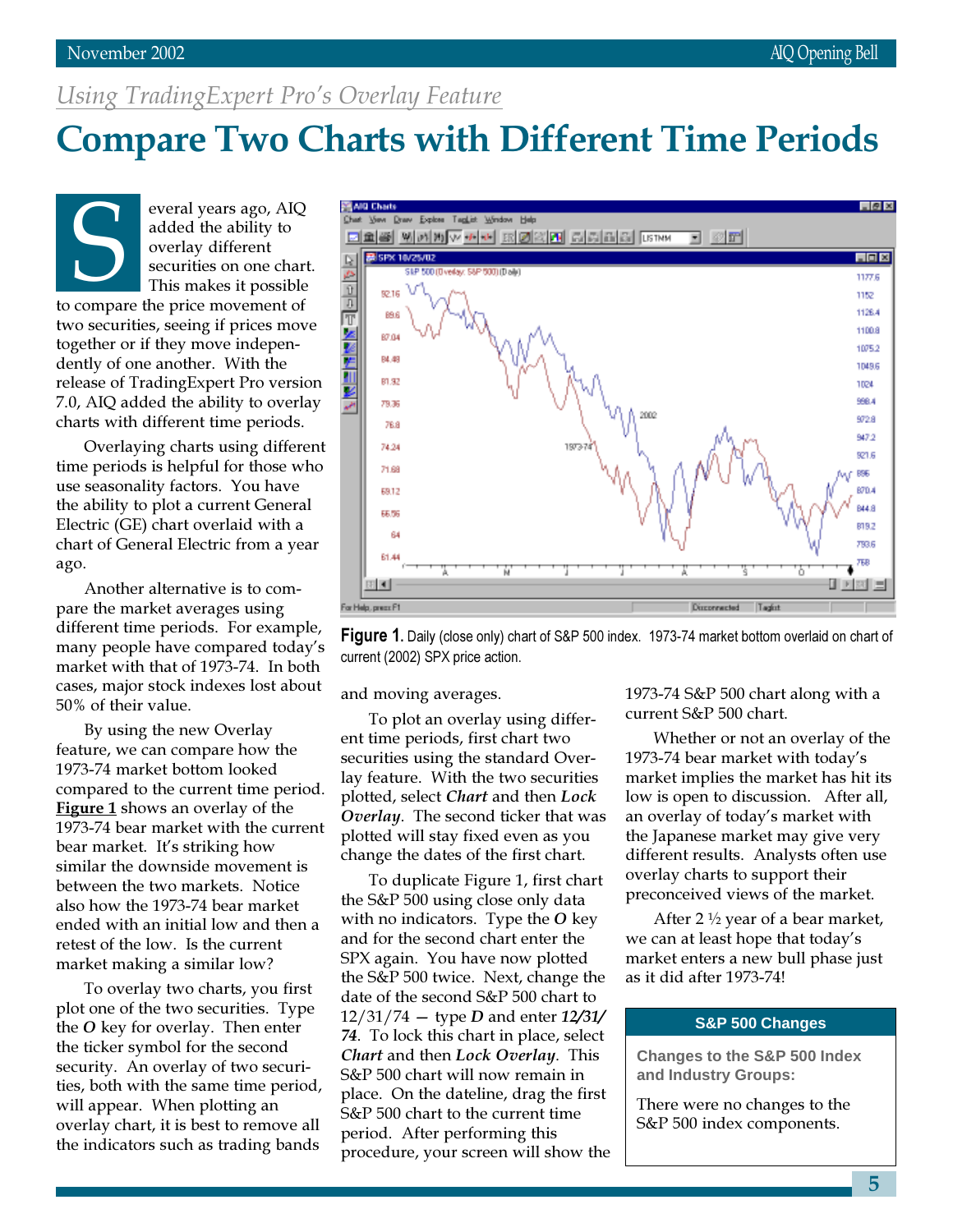*Using TradingExpert Pro's Overlay Feature*

# Compare Two Charts with Different Time Periods

Several years ago, AIQ added the ability to overlay different securities on one chart. This makes it possible to compare the price movement of two securities, seeing if prices move together or if they move independently of one another. With the release of TradingExpert Pro version 7.0, AIQ added the ability to overlay charts with different time periods.

Overlaying charts using different time periods is helpful for those who use seasonality factors. You have the ability to plot a current General Electric (GE) chart overlaid with a chart of General Electric from a year ago.

Another alternative is to compare the market averages using different time periods. For example, many people have compared today's market with that of 1973-74. In both cases, major stock indexes lost about 50% of their value.

By using the new Overlay feature, we can compare how the 1973-74 market bottom looked compared to the current time period. **Figure 1** shows an overlay of the 1973-74 bear market with the current bear market. It's striking how similar the downside movement is between the two markets. Notice also how the 1973-74 bear market ended with an initial low and then a retest of the low. Is the current market making a similar low?

**Figure 1.** Daily (close only) chart of S&P 500 index. 1973-74 market bottom overlaid on chart of current (2002) SPX price action.

To overlay two charts, you first plot one of the two securities. Type the ***O*** key for overlay. Then enter the ticker symbol for the second security. An overlay of two securities, both with the same time period, will appear. When plotting an overlay chart, it is best to remove all the indicators such as trading bands and moving averages.

To plot an overlay using different time periods, first chart two securities using the standard Overlay feature. With the two securities plotted, select ***Chart*** and then ***Lock Overlay***. The second ticker that was plotted will stay fixed even as you change the dates of the first chart.

To duplicate Figure 1, first chart the S&P 500 using close only data with no indicators. Type the ***O*** key and for the second chart enter the SPX again. You have now plotted the S&P 500 twice. Next, change the date of the second S&P 500 chart to 12/31/74 — type ***D*** and enter ***12/31/74***. To lock this chart in place, select ***Chart*** and then ***Lock Overlay***. This S&P 500 chart will now remain in place. On the dateline, drag the first S&P 500 chart to the current time period. After performing this procedure, your screen will show the 1973-74 S&P 500 chart along with a current S&P 500 chart.

Whether or not an overlay of the 1973-74 bear market with today's market implies the market has hit its low is open to discussion. After all, an overlay of today's market with the Japanese market may give very different results. Analysts often use overlay charts to support their preconceived views of the market.

After 2 ½ year of a bear market, we can at least hope that today's market enters a new bull phase just as it did after 1973-74!

**S&P 500 Changes**

**Changes to the S&P 500 Index and Industry Groups:**

There were no changes to the S&P 500 index components.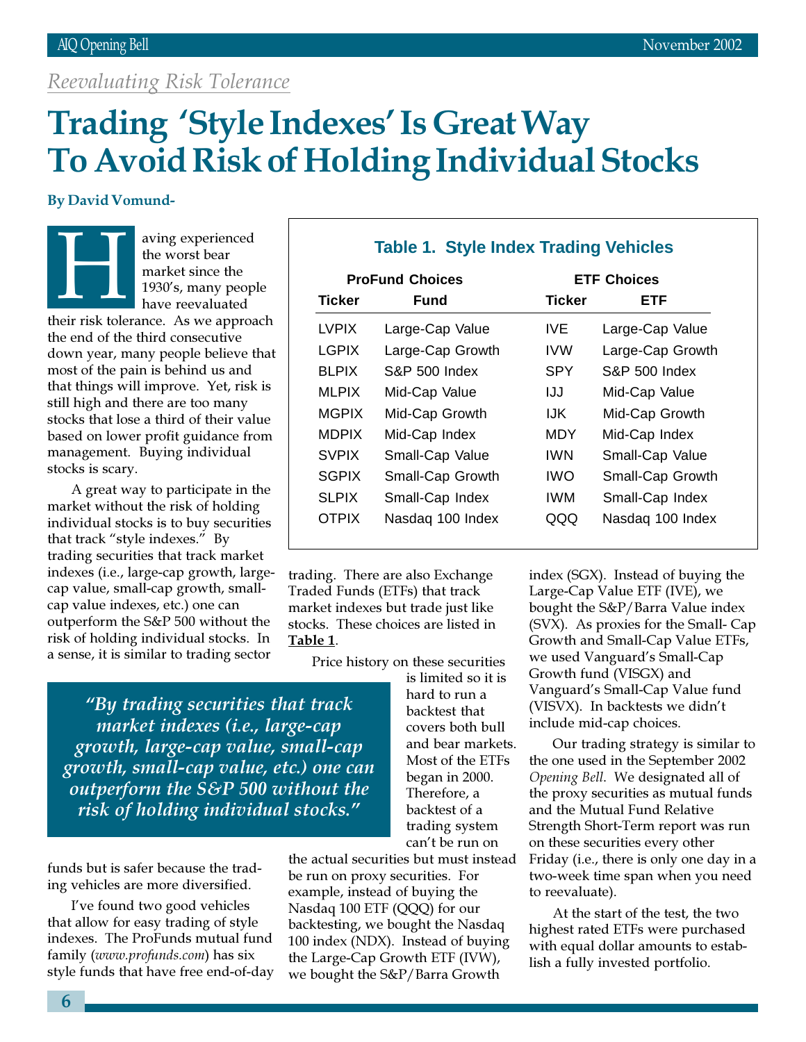*Reevaluating Risk Tolerance*

# Trading 'Style Indexes' Is Great Way To Avoid Risk of Holding Individual Stocks

**By David Vomund-**

Having experienced the worst bear market since the 1930's, many people have reevaluated their risk tolerance. As we approach the end of the third consecutive down year, many people believe that most of the pain is behind us and that things will improve. Yet, risk is still high and there are too many stocks that lose a third of their value based on lower profit guidance from management. Buying individual stocks is scary.

A great way to participate in the market without the risk of holding individual stocks is to buy securities that track "style indexes." By trading securities that track market indexes (i.e., large-cap growth, large-cap value, small-cap growth, small-cap value indexes, etc.) one can outperform the S&P 500 without the risk of holding individual stocks. In a sense, it is similar to trading sector funds but is safer because the trading vehicles are more diversified.

> *"By trading securities that track market indexes (i.e., large-cap growth, large-cap value, small-cap growth, small-cap value, etc.) one can outperform the S&P 500 without the risk of holding individual stocks."*

I've found two good vehicles that allow for easy trading of style indexes. The ProFunds mutual fund family (*www.profunds.com*) has six style funds that have free end-of-day trading. There are also Exchange Traded Funds (ETFs) that track market indexes but trade just like stocks. These choices are listed in **Table 1**.

### Table 1. Style Index Trading Vehicles

| ProFund Choices | | ETF Choices | |
|---|---|---|---|
| **Ticker** | **Fund** | **Ticker** | **ETF** |
| LVPIX | Large-Cap Value | IVE | Large-Cap Value |
| LGPIX | Large-Cap Growth | IVW | Large-Cap Growth |
| BLPIX | S&P 500 Index | SPY | S&P 500 Index |
| MLPIX | Mid-Cap Value | IJJ | Mid-Cap Value |
| MGPIX | Mid-Cap Growth | IJK | Mid-Cap Growth |
| MDPIX | Mid-Cap Index | MDY | Mid-Cap Index |
| SVPIX | Small-Cap Value | IWN | Small-Cap Value |
| SGPIX | Small-Cap Growth | IWO | Small-Cap Growth |
| SLPIX | Small-Cap Index | IWM | Small-Cap Index |
| OTPIX | Nasdaq 100 Index | QQQ | Nasdaq 100 Index |

Price history on these securities is limited so it is hard to run a backtest that covers both bull and bear markets. Most of the ETFs began in 2000. Therefore, a backtest of a trading system can't be run on the actual securities but must instead be run on proxy securities. For example, instead of buying the Nasdaq 100 ETF (QQQ) for our backtesting, we bought the Nasdaq 100 index (NDX). Instead of buying the Large-Cap Growth ETF (IVW), we bought the S&P/Barra Growth index (SGX). Instead of buying the Large-Cap Value ETF (IVE), we bought the S&P/Barra Value index (SVX). As proxies for the Small- Cap Growth and Small-Cap Value ETFs, we used Vanguard's Small-Cap Growth fund (VISGX) and Vanguard's Small-Cap Value fund (VISVX). In backtests we didn't include mid-cap choices.

Our trading strategy is similar to the one used in the September 2002 *Opening Bell*. We designated all of the proxy securities as mutual funds and the Mutual Fund Relative Strength Short-Term report was run on these securities every other Friday (i.e., there is only one day in a two-week time span when you need to reevaluate).

At the start of the test, the two highest rated ETFs were purchased with equal dollar amounts to establish a fully invested portfolio.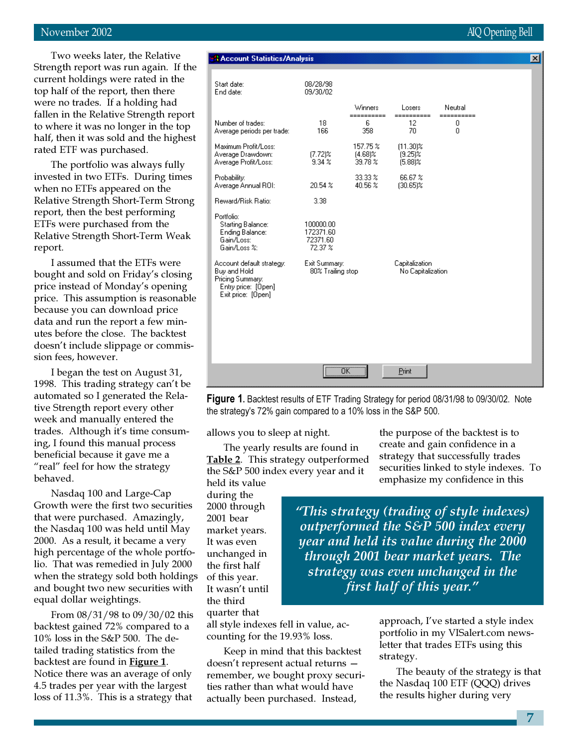Two weeks later, the Relative Strength report was run again. If the current holdings were rated in the top half of the report, then there were no trades. If a holding had fallen in the Relative Strength report to where it was no longer in the top half, then it was sold and the highest rated ETF was purchased.

The portfolio was always fully invested in two ETFs. During times when no ETFs appeared on the Relative Strength Short-Term Strong report, then the best performing ETFs were purchased from the Relative Strength Short-Term Weak report.

I assumed that the ETFs were bought and sold on Friday's closing price instead of Monday's opening price. This assumption is reasonable because you can download price data and run the report a few minutes before the close. The backtest doesn't include slippage or commission fees, however.

I began the test on August 31, 1998. This trading strategy can't be automated so I generated the Relative Strength report every other week and manually entered the trades. Although it's time consuming, I found this manual process beneficial because it gave me a "real" feel for how the strategy behaved.

Nasdaq 100 and Large-Cap Growth were the first two securities that were purchased. Amazingly, the Nasdaq 100 was held until May 2000. As a result, it became a very high percentage of the whole portfolio. That was remedied in July 2000 when the strategy sold both holdings and bought two new securities with equal dollar weightings.

From 08/31/98 to 09/30/02 this backtest gained 72% compared to a 10% loss in the S&P 500. The detailed trading statistics from the backtest are found in **Figure 1**. Notice there was an average of only 4.5 trades per year with the largest loss of 11.3%. This is a strategy that allows you to sleep at night.

**Account Statistics/Analysis**

Start date: 08/28/98
End date: 09/30/02

| | | Winners | Losers | Neutral |
|---|---|---|---|---|
| Number of trades: | 18 | 6 | 12 | 0 |
| Average periods per trade: | 166 | 358 | 70 | 0 |
| Maximum Profit/Loss: | | 157.75 % | (11.30)% | |
| Average Drawdown: | (7.72)% | (4.68)% | (9.25)% | |
| Average Profit/Loss: | 9.34 % | 39.78 % | (5.88)% | |
| Probability: | | 33.33 % | 66.67 % | |
| Average Annual ROI: | 20.54 % | 40.56 % | (30.65)% | |
| Reward/Risk Ratio: | 3.38 | | | |

Portfolio:
- Starting Balance: 100000.00
- Ending Balance: 172371.60
- Gain/Loss: 72371.60
- Gain/Loss %: 72.37 %

Account default strategy: Buy and Hold
Exit Summary: 80% Trailing stop
Capitalization: No Capitalization
Pricing Summary:
- Entry price: [Open]
- Exit price: [Open]

**Figure 1.** Backtest results of ETF Trading Strategy for period 08/31/98 to 09/30/02. Note the strategy's 72% gain compared to a 10% loss in the S&P 500.

The yearly results are found in **Table 2**. This strategy outperformed the S&P 500 index every year and it held its value during the 2000 through 2001 bear market years. It was even unchanged in the first half of this year. It wasn't until the third quarter that all style indexes fell in value, accounting for the 19.93% loss.

> *"This strategy (trading of style indexes) outperformed the S&P 500 index every year and held its value during the 2000 through 2001 bear market years. The strategy was even unchanged in the first half of this year."*

Keep in mind that this backtest doesn't represent actual returns — remember, we bought proxy securities rather than what would have actually been purchased. Instead, the purpose of the backtest is to create and gain confidence in a strategy that successfully trades securities linked to style indexes. To emphasize my confidence in this approach, I've started a style index portfolio in my VISalert.com newsletter that trades ETFs using this strategy.

The beauty of the strategy is that the Nasdaq 100 ETF (QQQ) drives the results higher during very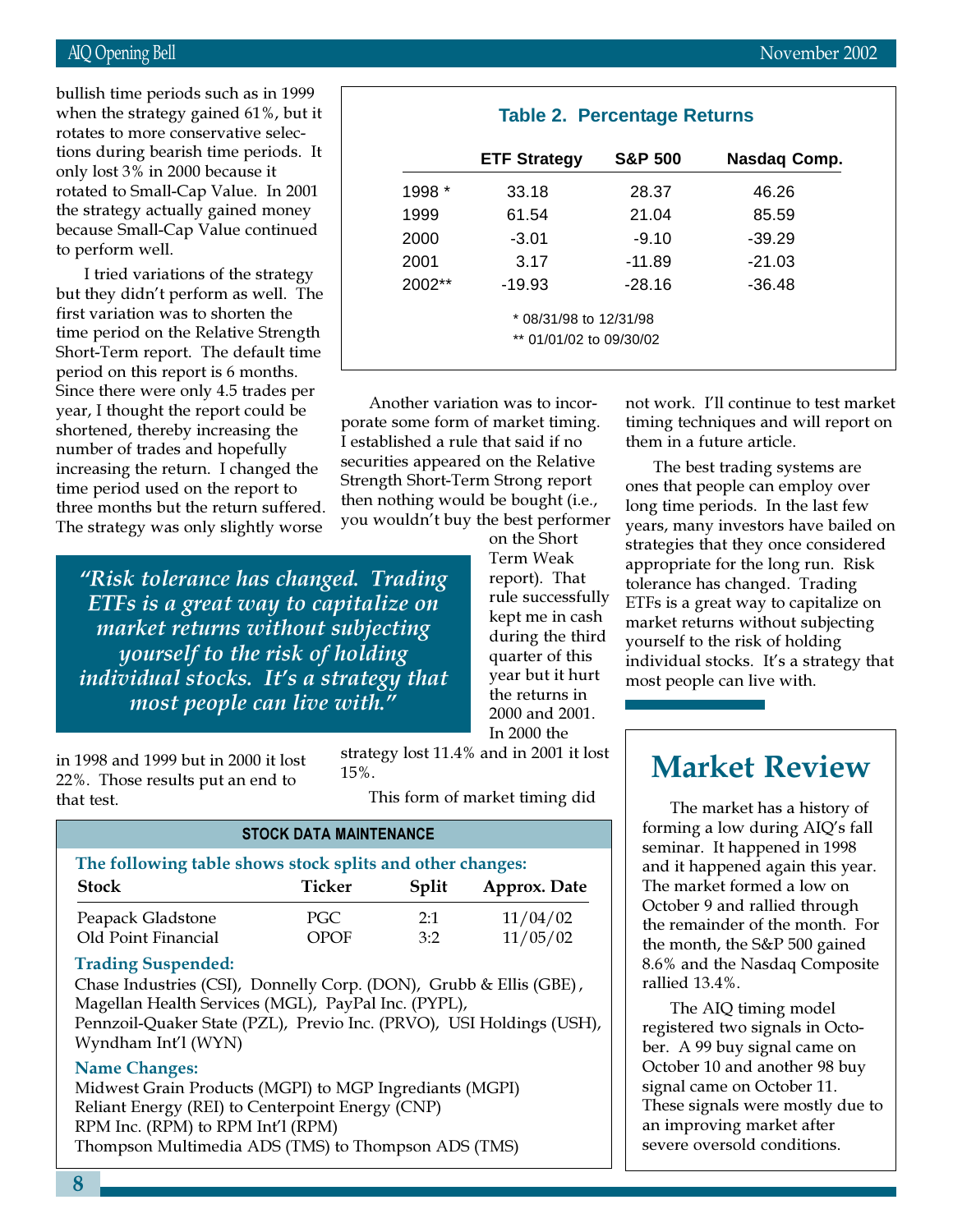bullish time periods such as in 1999 when the strategy gained 61%, but it rotates to more conservative selections during bearish time periods. It only lost 3% in 2000 because it rotated to Small-Cap Value. In 2001 the strategy actually gained money because Small-Cap Value continued to perform well.

I tried variations of the strategy but they didn't perform as well. The first variation was to shorten the time period on the Relative Strength Short-Term report. The default time period on this report is 6 months. Since there were only 4.5 trades per year, I thought the report could be shortened, thereby increasing the number of trades and hopefully increasing the return. I changed the time period used on the report to three months but the return suffered. The strategy was only slightly worse in 1998 and 1999 but in 2000 it lost 22%. Those results put an end to that test.

**Table 2. Percentage Returns**

| | ETF Strategy | S&P 500 | Nasdaq Comp. |
|---|---|---|---|
| 1998 * | 33.18 | 28.37 | 46.26 |
| 1999 | 61.54 | 21.04 | 85.59 |
| 2000 | -3.01 | -9.10 | -39.29 |
| 2001 | 3.17 | -11.89 | -21.03 |
| 2002** | -19.93 | -28.16 | -36.48 |

\* 08/31/98 to 12/31/98

\*\* 01/01/02 to 09/30/02

Another variation was to incorporate some form of market timing. I established a rule that said if no securities appeared on the Relative Strength Short-Term Strong report then nothing would be bought (i.e., you wouldn't buy the best performer on the Short Term Weak report). That rule successfully kept me in cash during the third quarter of this year but it hurt the returns in 2000 and 2001. In 2000 the strategy lost 11.4% and in 2001 it lost 15%.

This form of market timing did not work. I'll continue to test market timing techniques and will report on them in a future article.

The best trading systems are ones that people can employ over long time periods. In the last few years, many investors have bailed on strategies that they once considered appropriate for the long run. Risk tolerance has changed. Trading ETFs is a great way to capitalize on market returns without subjecting yourself to the risk of holding individual stocks. It's a strategy that most people can live with.

> *"Risk tolerance has changed. Trading ETFs is a great way to capitalize on market returns without subjecting yourself to the risk of holding individual stocks. It's a strategy that most people can live with."*

## STOCK DATA MAINTENANCE

**The following table shows stock splits and other changes:**

| Stock | Ticker | Split | Approx. Date |
|---|---|---|---|
| Peapack Gladstone | PGC | 2:1 | 11/04/02 |
| Old Point Financial | OPOF | 3:2 | 11/05/02 |

**Trading Suspended:**

Chase Industries (CSI), Donnelly Corp. (DON), Grubb & Ellis (GBE), Magellan Health Services (MGL), PayPal Inc. (PYPL), Pennzoil-Quaker State (PZL), Previo Inc. (PRVO), USI Holdings (USH), Wyndham Int'l (WYN)

**Name Changes:**

Midwest Grain Products (MGPI) to MGP Ingrediants (MGPI)
Reliant Energy (REI) to Centerpoint Energy (CNP)
RPM Inc. (RPM) to RPM Int'l (RPM)
Thompson Multimedia ADS (TMS) to Thompson ADS (TMS)

## Market Review

The market has a history of forming a low during AIQ's fall seminar. It happened in 1998 and it happened again this year. The market formed a low on October 9 and rallied through the remainder of the month. For the month, the S&P 500 gained 8.6% and the Nasdaq Composite rallied 13.4%.

The AIQ timing model registered two signals in October. A 99 buy signal came on October 10 and another 98 buy signal came on October 11. These signals were mostly due to an improving market after severe oversold conditions.